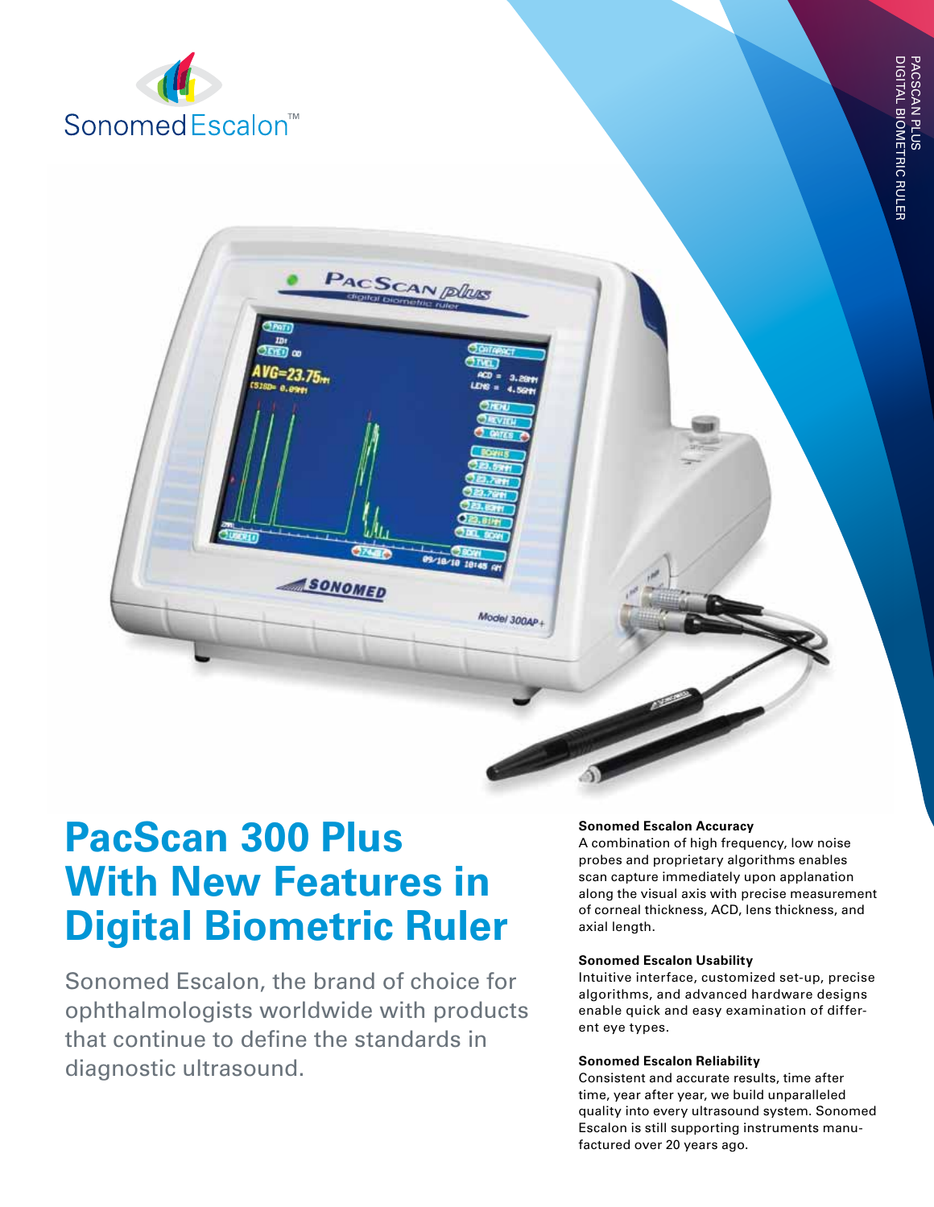Sonomed Escalon™

PACSCAN PLUS
DIGITAL BIOMETRIC RULER

# PacScan 300 Plus With New Features in Digital Biometric Ruler

Sonomed Escalon, the brand of choice for ophthalmologists worldwide with products that continue to define the standards in diagnostic ultrasound.

**Sonomed Escalon Accuracy**
A combination of high frequency, low noise probes and proprietary algorithms enables scan capture immediately upon applanation along the visual axis with precise measurement of corneal thickness, ACD, lens thickness, and axial length.

**Sonomed Escalon Usability**
Intuitive interface, customized set-up, precise algorithms, and advanced hardware designs enable quick and easy examination of different eye types.

**Sonomed Escalon Reliability**
Consistent and accurate results, time after time, year after year, we build unparalleled quality into every ultrasound system. Sonomed Escalon is still supporting instruments manufactured over 20 years ago.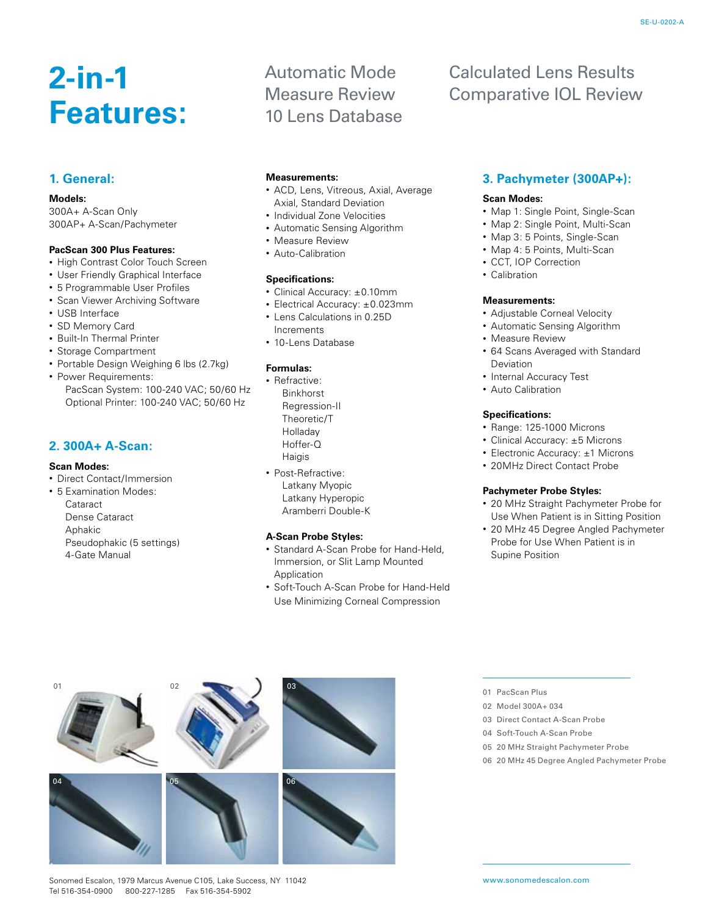# 2-in-1 Features:

Automatic Mode
Measure Review
10 Lens Database

Calculated Lens Results
Comparative IOL Review

## 1. General:

**Models:**
300A+ A-Scan Only
300AP+ A-Scan/Pachymeter

**PacScan 300 Plus Features:**

- High Contrast Color Touch Screen
- User Friendly Graphical Interface
- 5 Programmable User Profiles
- Scan Viewer Archiving Software
- USB Interface
- SD Memory Card
- Built-In Thermal Printer
- Storage Compartment
- Portable Design Weighing 6 lbs (2.7kg)
- Power Requirements:
  PacScan System: 100-240 VAC; 50/60 Hz
  Optional Printer: 100-240 VAC; 50/60 Hz

## 2. 300A+ A-Scan:

**Scan Modes:**

- Direct Contact/Immersion
- 5 Examination Modes:
  Cataract
  Dense Cataract
  Aphakic
  Pseudophakic (5 settings)
  4-Gate Manual

**Measurements:**

- ACD, Lens, Vitreous, Axial, Average Axial, Standard Deviation
- Individual Zone Velocities
- Automatic Sensing Algorithm
- Measure Review
- Auto-Calibration

**Specifications:**

- Clinical Accuracy: ±0.10mm
- Electrical Accuracy: ±0.023mm
- Lens Calculations in 0.25D Increments
- 10-Lens Database

**Formulas:**

- Refractive:
  Binkhorst
  Regression-II
  Theoretic/T
  Holladay
  Hoffer-Q
  Haigis
- Post-Refractive:
  Latkany Myopic
  Latkany Hyperopic
  Aramberri Double-K

**A-Scan Probe Styles:**

- Standard A-Scan Probe for Hand-Held, Immersion, or Slit Lamp Mounted Application
- Soft-Touch A-Scan Probe for Hand-Held Use Minimizing Corneal Compression

## 3. Pachymeter (300AP+):

**Scan Modes:**

- Map 1: Single Point, Single-Scan
- Map 2: Single Point, Multi-Scan
- Map 3: 5 Points, Single-Scan
- Map 4: 5 Points, Multi-Scan
- CCT, IOP Correction
- Calibration

**Measurements:**

- Adjustable Corneal Velocity
- Automatic Sensing Algorithm
- Measure Review
- 64 Scans Averaged with Standard Deviation
- Internal Accuracy Test
- Auto Calibration

**Specifications:**

- Range: 125-1000 Microns
- Clinical Accuracy: ±5 Microns
- Electronic Accuracy: ±1 Microns
- 20MHz Direct Contact Probe

**Pachymeter Probe Styles:**

- 20 MHz Straight Pachymeter Probe for Use When Patient is in Sitting Position
- 20 MHz 45 Degree Angled Pachymeter Probe for Use When Patient is in Supine Position

01 PacScan Plus
02 Model 300A+ 034
03 Direct Contact A-Scan Probe
04 Soft-Touch A-Scan Probe
05 20 MHz Straight Pachymeter Probe
06 20 MHz 45 Degree Angled Pachymeter Probe

Sonomed Escalon, 1979 Marcus Avenue C105, Lake Success, NY 11042
Tel 516-354-0900 800-227-1285 Fax 516-354-5902

www.sonomedescalon.com